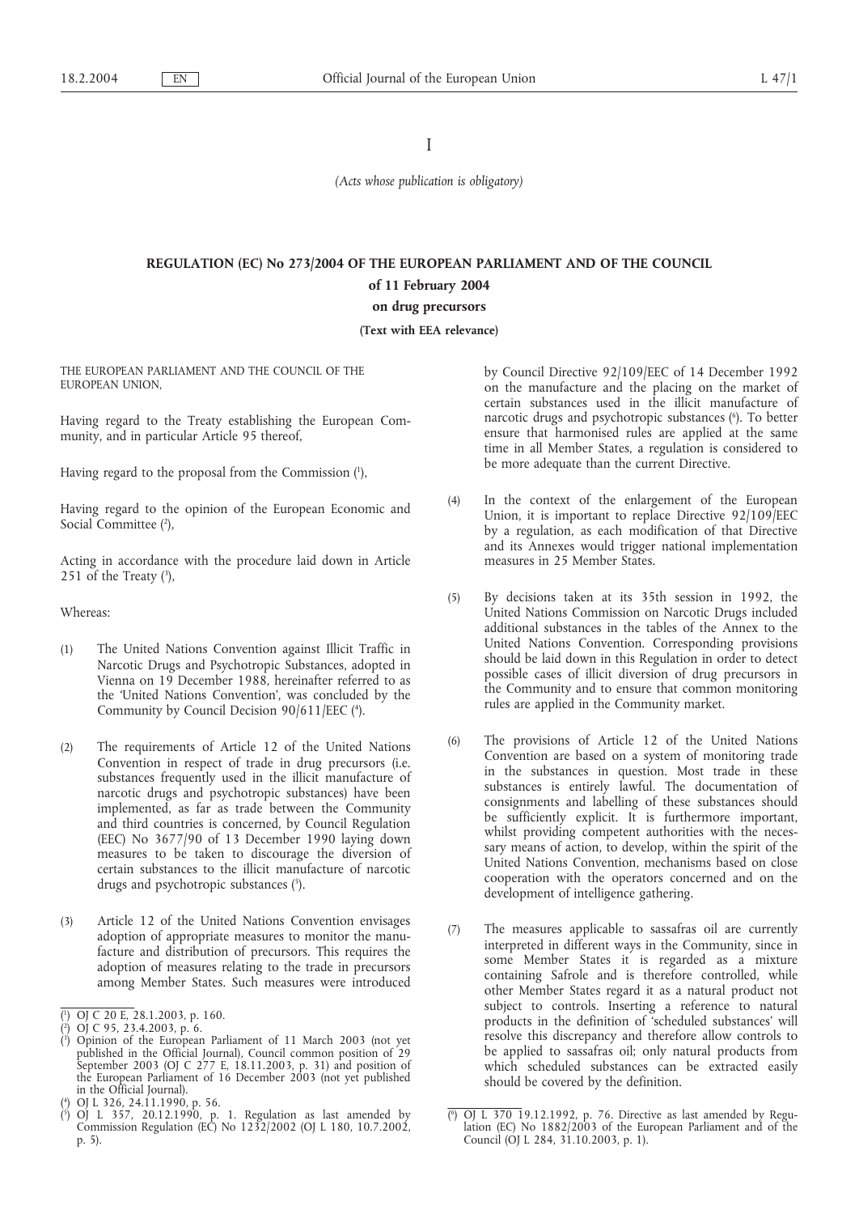I

*(Acts whose publication is obligatory)*

# REGULATION (EC) No 273/2004 OF THE EUROPEAN PARLIAMENT AND OF THE COUNCIL

## of 11 February 2004

## on drug precursors

**(Text with EEA relevance)**

THE EUROPEAN PARLIAMENT AND THE COUNCIL OF THE EUROPEAN UNION,

Having regard to the Treaty establishing the European Community, and in particular Article 95 thereof,

Having regard to the proposal from the Commission [1],

Having regard to the opinion of the European Economic and Social Committee [2],

Acting in accordance with the procedure laid down in Article 251 of the Treaty [3],

Whereas:

(1) The United Nations Convention against Illicit Traffic in Narcotic Drugs and Psychotropic Substances, adopted in Vienna on 19 December 1988, hereinafter referred to as the 'United Nations Convention', was concluded by the Community by Council Decision 90/611/EEC [4].

(2) The requirements of Article 12 of the United Nations Convention in respect of trade in drug precursors (i.e. substances frequently used in the illicit manufacture of narcotic drugs and psychotropic substances) have been implemented, as far as trade between the Community and third countries is concerned, by Council Regulation (EEC) No 3677/90 of 13 December 1990 laying down measures to be taken to discourage the diversion of certain substances to the illicit manufacture of narcotic drugs and psychotropic substances [5].

(3) Article 12 of the United Nations Convention envisages adoption of appropriate measures to monitor the manufacture and distribution of precursors. This requires the adoption of measures relating to the trade in precursors among Member States. Such measures were introduced by Council Directive 92/109/EEC of 14 December 1992 on the manufacture and the placing on the market of certain substances used in the illicit manufacture of narcotic drugs and psychotropic substances [6]. To better ensure that harmonised rules are applied at the same time in all Member States, a regulation is considered to be more adequate than the current Directive.

(4) In the context of the enlargement of the European Union, it is important to replace Directive 92/109/EEC by a regulation, as each modification of that Directive and its Annexes would trigger national implementation measures in 25 Member States.

(5) By decisions taken at its 35th session in 1992, the United Nations Commission on Narcotic Drugs included additional substances in the tables of the Annex to the United Nations Convention. Corresponding provisions should be laid down in this Regulation in order to detect possible cases of illicit diversion of drug precursors in the Community and to ensure that common monitoring rules are applied in the Community market.

(6) The provisions of Article 12 of the United Nations Convention are based on a system of monitoring trade in the substances in question. Most trade in these substances is entirely lawful. The documentation of consignments and labelling of these substances should be sufficiently explicit. It is furthermore important, whilst providing competent authorities with the necessary means of action, to develop, within the spirit of the United Nations Convention, mechanisms based on close cooperation with the operators concerned and on the development of intelligence gathering.

(7) The measures applicable to sassafras oil are currently interpreted in different ways in the Community, since in some Member States it is regarded as a mixture containing Safrole and is therefore controlled, while other Member States regard it as a natural product not subject to controls. Inserting a reference to natural products in the definition of 'scheduled substances' will resolve this discrepancy and therefore allow controls to be applied to sassafras oil; only natural products from which scheduled substances can be extracted easily should be covered by the definition.

---

[1] OJ C 20 E, 28.1.2003, p. 160.

[2] OJ C 95, 23.4.2003, p. 6.

[3] Opinion of the European Parliament of 11 March 2003 (not yet published in the Official Journal), Council common position of 29 September 2003 (OJ C 277 E, 18.11.2003, p. 31) and position of the European Parliament of 16 December 2003 (not yet published in the Official Journal).

[4] OJ L 326, 24.11.1990, p. 56.

[5] OJ L 357, 20.12.1990, p. 1. Regulation as last amended by Commission Regulation (EC) No 1232/2002 (OJ L 180, 10.7.2002, p. 5).

[6] OJ L 370 19.12.1992, p. 76. Directive as last amended by Regulation (EC) No 1882/2003 of the European Parliament and of the Council (OJ L 284, 31.10.2003, p. 1).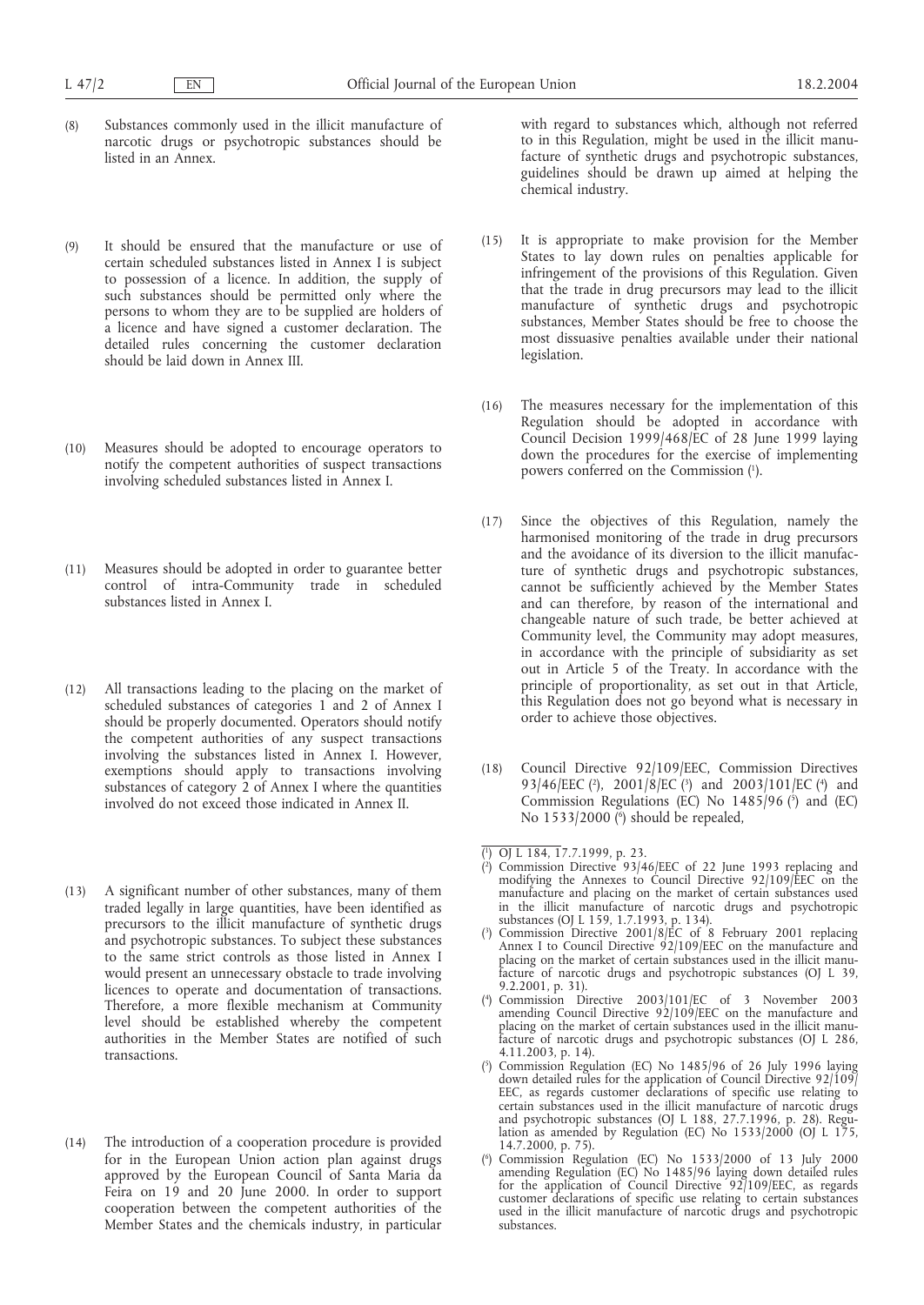(8) Substances commonly used in the illicit manufacture of narcotic drugs or psychotropic substances should be listed in an Annex.

(9) It should be ensured that the manufacture or use of certain scheduled substances listed in Annex I is subject to possession of a licence. In addition, the supply of such substances should be permitted only where the persons to whom they are to be supplied are holders of a licence and have signed a customer declaration. The detailed rules concerning the customer declaration should be laid down in Annex III.

(10) Measures should be adopted to encourage operators to notify the competent authorities of suspect transactions involving scheduled substances listed in Annex I.

(11) Measures should be adopted in order to guarantee better control of intra-Community trade in scheduled substances listed in Annex I.

(12) All transactions leading to the placing on the market of scheduled substances of categories 1 and 2 of Annex I should be properly documented. Operators should notify the competent authorities of any suspect transactions involving the substances listed in Annex I. However, exemptions should apply to transactions involving substances of category 2 of Annex I where the quantities involved do not exceed those indicated in Annex II.

(13) A significant number of other substances, many of them traded legally in large quantities, have been identified as precursors to the illicit manufacture of synthetic drugs and psychotropic substances. To subject these substances to the same strict controls as those listed in Annex I would present an unnecessary obstacle to trade involving licences to operate and documentation of transactions. Therefore, a more flexible mechanism at Community level should be established whereby the competent authorities in the Member States are notified of such transactions.

(14) The introduction of a cooperation procedure is provided for in the European Union action plan against drugs approved by the European Council of Santa Maria da Feira on 19 and 20 June 2000. In order to support cooperation between the competent authorities of the Member States and the chemicals industry, in particular with regard to substances which, although not referred to in this Regulation, might be used in the illicit manufacture of synthetic drugs and psychotropic substances, guidelines should be drawn up aimed at helping the chemical industry.

(15) It is appropriate to make provision for the Member States to lay down rules on penalties applicable for infringement of the provisions of this Regulation. Given that the trade in drug precursors may lead to the illicit manufacture of synthetic drugs and psychotropic substances, Member States should be free to choose the most dissuasive penalties available under their national legislation.

(16) The measures necessary for the implementation of this Regulation should be adopted in accordance with Council Decision 1999/468/EC of 28 June 1999 laying down the procedures for the exercise of implementing powers conferred on the Commission [1].

(17) Since the objectives of this Regulation, namely the harmonised monitoring of the trade in drug precursors and the avoidance of its diversion to the illicit manufacture of synthetic drugs and psychotropic substances, cannot be sufficiently achieved by the Member States and can therefore, by reason of the international and changeable nature of such trade, be better achieved at Community level, the Community may adopt measures, in accordance with the principle of subsidiarity as set out in Article 5 of the Treaty. In accordance with the principle of proportionality, as set out in that Article, this Regulation does not go beyond what is necessary in order to achieve those objectives.

(18) Council Directive 92/109/EEC, Commission Directives 93/46/EEC [2], 2001/8/EC [3] and 2003/101/EC [4] and Commission Regulations (EC) No 1485/96 [5] and (EC) No 1533/2000 [6] should be repealed,

---

[1] OJ L 184, 17.7.1999, p. 23.

[2] Commission Directive 93/46/EEC of 22 June 1993 replacing and modifying the Annexes to Council Directive 92/109/EEC on the manufacture and placing on the market of certain substances used in the illicit manufacture of narcotic drugs and psychotropic substances (OJ L 159, 1.7.1993, p. 134).

[3] Commission Directive 2001/8/EC of 8 February 2001 replacing Annex I to Council Directive 92/109/EEC on the manufacture and placing on the market of certain substances used in the illicit manufacture of narcotic drugs and psychotropic substances (OJ L 39, 9.2.2001, p. 31).

[4] Commission Directive 2003/101/EC of 3 November 2003 amending Council Directive 92/109/EEC on the manufacture and placing on the market of certain substances used in the illicit manufacture of narcotic drugs and psychotropic substances (OJ L 286, 4.11.2003, p. 14).

[5] Commission Regulation (EC) No 1485/96 of 26 July 1996 laying down detailed rules for the application of Council Directive 92/109/EEC, as regards customer declarations of specific use relating to certain substances used in the illicit manufacture of narcotic drugs and psychotropic substances (OJ L 188, 27.7.1996, p. 28). Regulation as amended by Regulation (EC) No 1533/2000 (OJ L 175, 14.7.2000, p. 75).

[6] Commission Regulation (EC) No 1533/2000 of 13 July 2000 amending Regulation (EC) No 1485/96 laying down detailed rules for the application of Council Directive 92/109/EEC, as regards customer declarations of specific use relating to certain substances used in the illicit manufacture of narcotic drugs and psychotropic substances.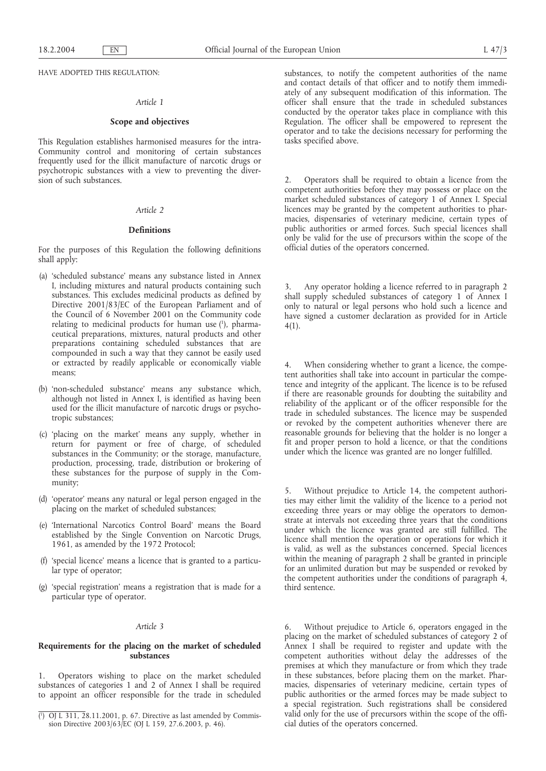HAVE ADOPTED THIS REGULATION:

*Article 1*

**Scope and objectives**

This Regulation establishes harmonised measures for the intra-Community control and monitoring of certain substances frequently used for the illicit manufacture of narcotic drugs or psychotropic substances with a view to preventing the diversion of such substances.

*Article 2*

**Definitions**

For the purposes of this Regulation the following definitions shall apply:

(a) 'scheduled substance' means any substance listed in Annex I, including mixtures and natural products containing such substances. This excludes medicinal products as defined by Directive 2001/83/EC of the European Parliament and of the Council of 6 November 2001 on the Community code relating to medicinal products for human use [1], pharmaceutical preparations, mixtures, natural products and other preparations containing scheduled substances that are compounded in such a way that they cannot be easily used or extracted by readily applicable or economically viable means;

(b) 'non-scheduled substance' means any substance which, although not listed in Annex I, is identified as having been used for the illicit manufacture of narcotic drugs or psychotropic substances;

(c) 'placing on the market' means any supply, whether in return for payment or free of charge, of scheduled substances in the Community; or the storage, manufacture, production, processing, trade, distribution or brokering of these substances for the purpose of supply in the Community;

(d) 'operator' means any natural or legal person engaged in the placing on the market of scheduled substances;

(e) 'International Narcotics Control Board' means the Board established by the Single Convention on Narcotic Drugs, 1961, as amended by the 1972 Protocol;

(f) 'special licence' means a licence that is granted to a particular type of operator;

(g) 'special registration' means a registration that is made for a particular type of operator.

*Article 3*

**Requirements for the placing on the market of scheduled substances**

1. Operators wishing to place on the market scheduled substances of categories 1 and 2 of Annex I shall be required to appoint an officer responsible for the trade in scheduled substances, to notify the competent authorities of the name and contact details of that officer and to notify them immediately of any subsequent modification of this information. The officer shall ensure that the trade in scheduled substances conducted by the operator takes place in compliance with this Regulation. The officer shall be empowered to represent the operator and to take the decisions necessary for performing the tasks specified above.

2. Operators shall be required to obtain a licence from the competent authorities before they may possess or place on the market scheduled substances of category 1 of Annex I. Special licences may be granted by the competent authorities to pharmacies, dispensaries of veterinary medicine, certain types of public authorities or armed forces. Such special licences shall only be valid for the use of precursors within the scope of the official duties of the operators concerned.

3. Any operator holding a licence referred to in paragraph 2 shall supply scheduled substances of category 1 of Annex I only to natural or legal persons who hold such a licence and have signed a customer declaration as provided for in Article 4(1).

4. When considering whether to grant a licence, the competent authorities shall take into account in particular the competence and integrity of the applicant. The licence is to be refused if there are reasonable grounds for doubting the suitability and reliability of the applicant or of the officer responsible for the trade in scheduled substances. The licence may be suspended or revoked by the competent authorities whenever there are reasonable grounds for believing that the holder is no longer a fit and proper person to hold a licence, or that the conditions under which the licence was granted are no longer fulfilled.

5. Without prejudice to Article 14, the competent authorities may either limit the validity of the licence to a period not exceeding three years or may oblige the operators to demonstrate at intervals not exceeding three years that the conditions under which the licence was granted are still fulfilled. The licence shall mention the operation or operations for which it is valid, as well as the substances concerned. Special licences within the meaning of paragraph 2 shall be granted in principle for an unlimited duration but may be suspended or revoked by the competent authorities under the conditions of paragraph 4, third sentence.

6. Without prejudice to Article 6, operators engaged in the placing on the market of scheduled substances of category 2 of Annex I shall be required to register and update with the competent authorities without delay the addresses of the premises at which they manufacture or from which they trade in these substances, before placing them on the market. Pharmacies, dispensaries of veterinary medicine, certain types of public authorities or the armed forces may be made subject to a special registration. Such registrations shall be considered valid only for the use of precursors within the scope of the official duties of the operators concerned.

[1] OJ L 311, 28.11.2001, p. 67. Directive as last amended by Commission Directive 2003/63/EC (OJ L 159, 27.6.2003, p. 46).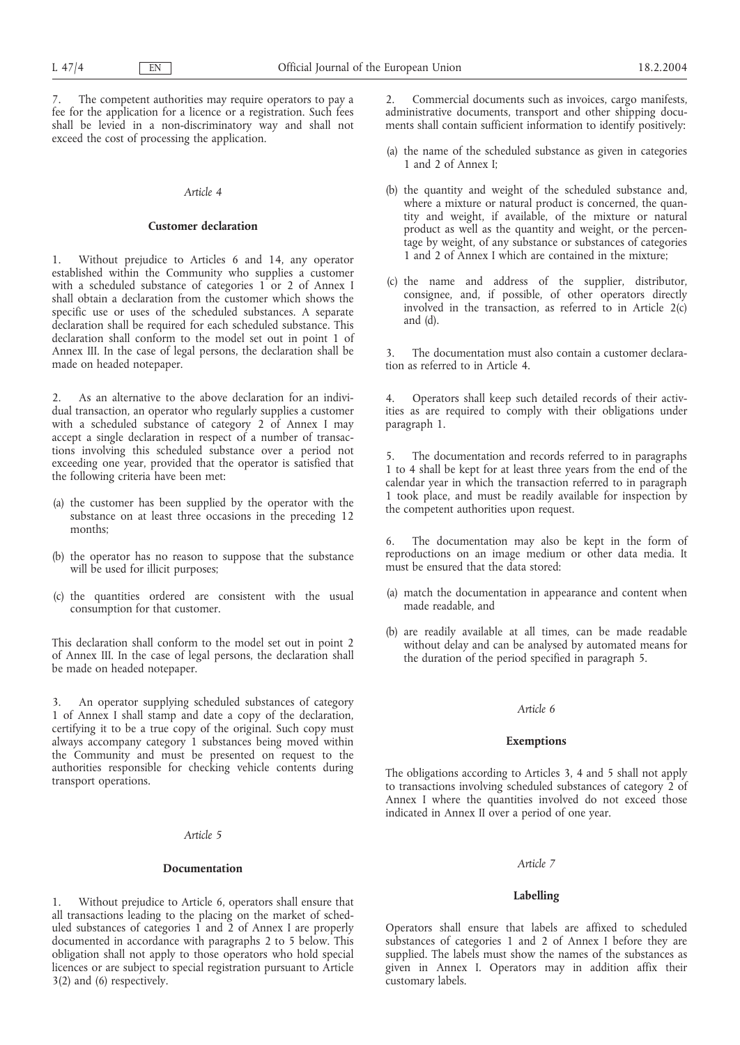7. The competent authorities may require operators to pay a fee for the application for a licence or a registration. Such fees shall be levied in a non-discriminatory way and shall not exceed the cost of processing the application.

*Article 4*

**Customer declaration**

1. Without prejudice to Articles 6 and 14, any operator established within the Community who supplies a customer with a scheduled substance of categories 1 or 2 of Annex I shall obtain a declaration from the customer which shows the specific use or uses of the scheduled substances. A separate declaration shall be required for each scheduled substance. This declaration shall conform to the model set out in point 1 of Annex III. In the case of legal persons, the declaration shall be made on headed notepaper.

2. As an alternative to the above declaration for an individual transaction, an operator who regularly supplies a customer with a scheduled substance of category 2 of Annex I may accept a single declaration in respect of a number of transactions involving this scheduled substance over a period not exceeding one year, provided that the operator is satisfied that the following criteria have been met:

(a) the customer has been supplied by the operator with the substance on at least three occasions in the preceding 12 months;

(b) the operator has no reason to suppose that the substance will be used for illicit purposes;

(c) the quantities ordered are consistent with the usual consumption for that customer.

This declaration shall conform to the model set out in point 2 of Annex III. In the case of legal persons, the declaration shall be made on headed notepaper.

3. An operator supplying scheduled substances of category 1 of Annex I shall stamp and date a copy of the declaration, certifying it to be a true copy of the original. Such copy must always accompany category 1 substances being moved within the Community and must be presented on request to the authorities responsible for checking vehicle contents during transport operations.

*Article 5*

**Documentation**

1. Without prejudice to Article 6, operators shall ensure that all transactions leading to the placing on the market of scheduled substances of categories 1 and 2 of Annex I are properly documented in accordance with paragraphs 2 to 5 below. This obligation shall not apply to those operators who hold special licences or are subject to special registration pursuant to Article 3(2) and (6) respectively.

2. Commercial documents such as invoices, cargo manifests, administrative documents, transport and other shipping documents shall contain sufficient information to identify positively:

(a) the name of the scheduled substance as given in categories 1 and 2 of Annex I;

(b) the quantity and weight of the scheduled substance and, where a mixture or natural product is concerned, the quantity and weight, if available, of the mixture or natural product as well as the quantity and weight, or the percentage by weight, of any substance or substances of categories 1 and 2 of Annex I which are contained in the mixture;

(c) the name and address of the supplier, distributor, consignee, and, if possible, of other operators directly involved in the transaction, as referred to in Article 2(c) and (d).

3. The documentation must also contain a customer declaration as referred to in Article 4.

4. Operators shall keep such detailed records of their activities as are required to comply with their obligations under paragraph 1.

5. The documentation and records referred to in paragraphs 1 to 4 shall be kept for at least three years from the end of the calendar year in which the transaction referred to in paragraph 1 took place, and must be readily available for inspection by the competent authorities upon request.

6. The documentation may also be kept in the form of reproductions on an image medium or other data media. It must be ensured that the data stored:

(a) match the documentation in appearance and content when made readable, and

(b) are readily available at all times, can be made readable without delay and can be analysed by automated means for the duration of the period specified in paragraph 5.

*Article 6*

**Exemptions**

The obligations according to Articles 3, 4 and 5 shall not apply to transactions involving scheduled substances of category 2 of Annex I where the quantities involved do not exceed those indicated in Annex II over a period of one year.

*Article 7*

**Labelling**

Operators shall ensure that labels are affixed to scheduled substances of categories 1 and 2 of Annex I before they are supplied. The labels must show the names of the substances as given in Annex I. Operators may in addition affix their customary labels.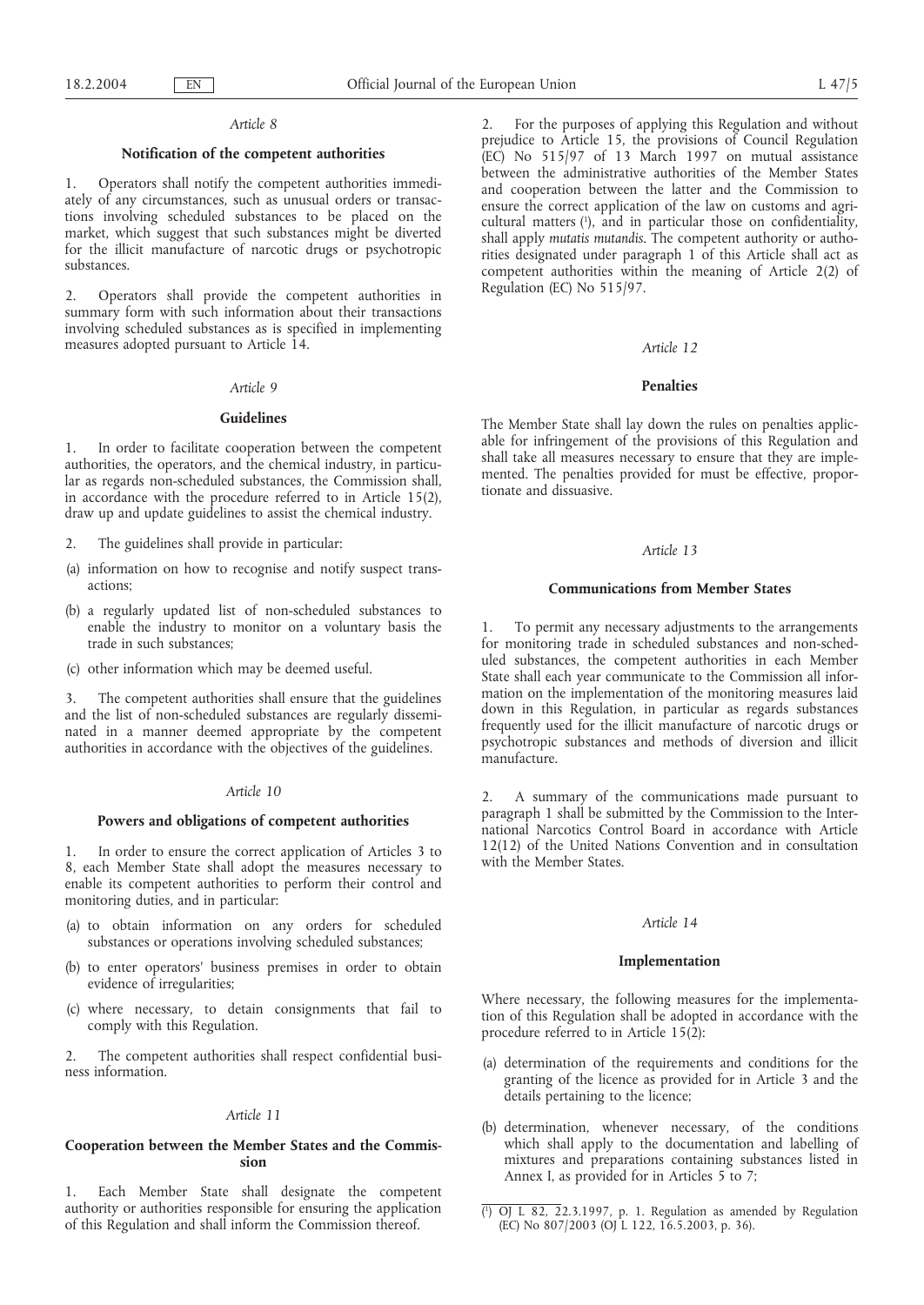*Article 8*

**Notification of the competent authorities**

1. Operators shall notify the competent authorities immediately of any circumstances, such as unusual orders or transactions involving scheduled substances to be placed on the market, which suggest that such substances might be diverted for the illicit manufacture of narcotic drugs or psychotropic substances.

2. Operators shall provide the competent authorities in summary form with such information about their transactions involving scheduled substances as is specified in implementing measures adopted pursuant to Article 14.

*Article 9*

**Guidelines**

1. In order to facilitate cooperation between the competent authorities, the operators, and the chemical industry, in particular as regards non-scheduled substances, the Commission shall, in accordance with the procedure referred to in Article 15(2), draw up and update guidelines to assist the chemical industry.

2. The guidelines shall provide in particular:

(a) information on how to recognise and notify suspect transactions;

(b) a regularly updated list of non-scheduled substances to enable the industry to monitor on a voluntary basis the trade in such substances;

(c) other information which may be deemed useful.

3. The competent authorities shall ensure that the guidelines and the list of non-scheduled substances are regularly disseminated in a manner deemed appropriate by the competent authorities in accordance with the objectives of the guidelines.

*Article 10*

**Powers and obligations of competent authorities**

1. In order to ensure the correct application of Articles 3 to 8, each Member State shall adopt the measures necessary to enable its competent authorities to perform their control and monitoring duties, and in particular:

(a) to obtain information on any orders for scheduled substances or operations involving scheduled substances;

(b) to enter operators' business premises in order to obtain evidence of irregularities;

(c) where necessary, to detain consignments that fail to comply with this Regulation.

2. The competent authorities shall respect confidential business information.

*Article 11*

**Cooperation between the Member States and the Commission**

1. Each Member State shall designate the competent authority or authorities responsible for ensuring the application of this Regulation and shall inform the Commission thereof.

2. For the purposes of applying this Regulation and without prejudice to Article 15, the provisions of Council Regulation (EC) No 515/97 of 13 March 1997 on mutual assistance between the administrative authorities of the Member States and cooperation between the latter and the Commission to ensure the correct application of the law on customs and agricultural matters [1], and in particular those on confidentiality, shall apply *mutatis mutandis*. The competent authority or authorities designated under paragraph 1 of this Article shall act as competent authorities within the meaning of Article 2(2) of Regulation (EC) No 515/97.

*Article 12*

**Penalties**

The Member State shall lay down the rules on penalties applicable for infringement of the provisions of this Regulation and shall take all measures necessary to ensure that they are implemented. The penalties provided for must be effective, proportionate and dissuasive.

*Article 13*

**Communications from Member States**

1. To permit any necessary adjustments to the arrangements for monitoring trade in scheduled substances and non-scheduled substances, the competent authorities in each Member State shall each year communicate to the Commission all information on the implementation of the monitoring measures laid down in this Regulation, in particular as regards substances frequently used for the illicit manufacture of narcotic drugs or psychotropic substances and methods of diversion and illicit manufacture.

2. A summary of the communications made pursuant to paragraph 1 shall be submitted by the Commission to the International Narcotics Control Board in accordance with Article 12(12) of the United Nations Convention and in consultation with the Member States.

*Article 14*

**Implementation**

Where necessary, the following measures for the implementation of this Regulation shall be adopted in accordance with the procedure referred to in Article 15(2):

(a) determination of the requirements and conditions for the granting of the licence as provided for in Article 3 and the details pertaining to the licence;

(b) determination, whenever necessary, of the conditions which shall apply to the documentation and labelling of mixtures and preparations containing substances listed in Annex I, as provided for in Articles 5 to 7;

---

[1] OJ L 82, 22.3.1997, p. 1. Regulation as amended by Regulation (EC) No 807/2003 (OJ L 122, 16.5.2003, p. 36).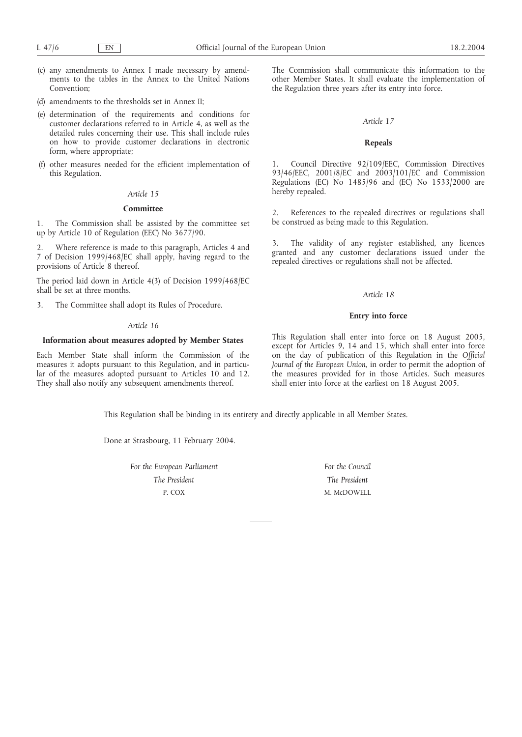(c) any amendments to Annex I made necessary by amendments to the tables in the Annex to the United Nations Convention;

(d) amendments to the thresholds set in Annex II;

(e) determination of the requirements and conditions for customer declarations referred to in Article 4, as well as the detailed rules concerning their use. This shall include rules on how to provide customer declarations in electronic form, where appropriate;

(f) other measures needed for the efficient implementation of this Regulation.

*Article 15*

**Committee**

1. The Commission shall be assisted by the committee set up by Article 10 of Regulation (EEC) No 3677/90.

2. Where reference is made to this paragraph, Articles 4 and 7 of Decision 1999/468/EC shall apply, having regard to the provisions of Article 8 thereof.

The period laid down in Article 4(3) of Decision 1999/468/EC shall be set at three months.

3. The Committee shall adopt its Rules of Procedure.

*Article 16*

**Information about measures adopted by Member States**

Each Member State shall inform the Commission of the measures it adopts pursuant to this Regulation, and in particular of the measures adopted pursuant to Articles 10 and 12. They shall also notify any subsequent amendments thereof.

The Commission shall communicate this information to the other Member States. It shall evaluate the implementation of the Regulation three years after its entry into force.

*Article 17*

**Repeals**

1. Council Directive 92/109/EEC, Commission Directives 93/46/EEC, 2001/8/EC and 2003/101/EC and Commission Regulations (EC) No 1485/96 and (EC) No 1533/2000 are hereby repealed.

2. References to the repealed directives or regulations shall be construed as being made to this Regulation.

3. The validity of any register established, any licences granted and any customer declarations issued under the repealed directives or regulations shall not be affected.

*Article 18*

**Entry into force**

This Regulation shall enter into force on 18 August 2005, except for Articles 9, 14 and 15, which shall enter into force on the day of publication of this Regulation in the *Official Journal of the European Union*, in order to permit the adoption of the measures provided for in those Articles. Such measures shall enter into force at the earliest on 18 August 2005.

This Regulation shall be binding in its entirety and directly applicable in all Member States.

Done at Strasbourg, 11 February 2004.

*For the European Parliament*
*The President*
P. COX

*For the Council*
*The President*
M. McDOWELL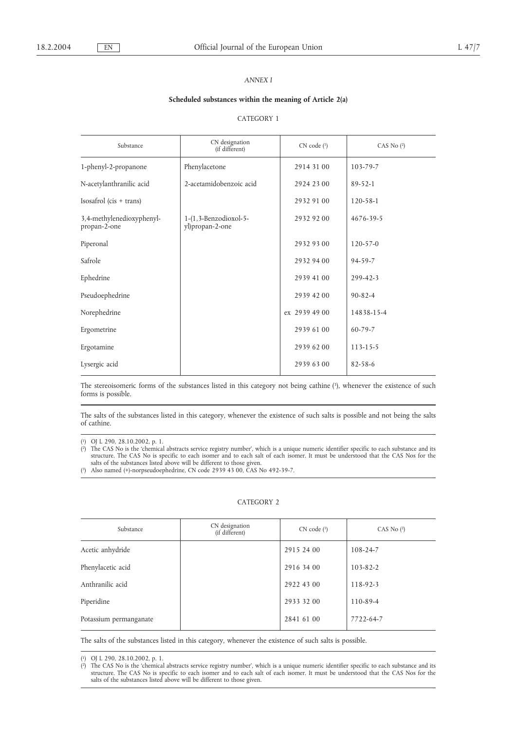*ANNEX I*

**Scheduled substances within the meaning of Article 2(a)**

CATEGORY 1

| Substance | CN designation (if different) | CN code [1] | CAS No [2] |
|---|---|---|---|
| 1-phenyl-2-propanone | Phenylacetone | 2914 31 00 | 103-79-7 |
| N-acetylanthranilic acid | 2-acetamidobenzoic acid | 2924 23 00 | 89-52-1 |
| Isosafrol (cis + trans) | | 2932 91 00 | 120-58-1 |
| 3,4-methylenedioxyphenyl-propan-2-one | 1-(1,3-Benzodioxol-5-yl)propan-2-one | 2932 92 00 | 4676-39-5 |
| Piperonal | | 2932 93 00 | 120-57-0 |
| Safrole | | 2932 94 00 | 94-59-7 |
| Ephedrine | | 2939 41 00 | 299-42-3 |
| Pseudoephedrine | | 2939 42 00 | 90-82-4 |
| Norephedrine | | ex 2939 49 00 | 14838-15-4 |
| Ergometrine | | 2939 61 00 | 60-79-7 |
| Ergotamine | | 2939 62 00 | 113-15-5 |
| Lysergic acid | | 2939 63 00 | 82-58-6 |

The stereoisomeric forms of the substances listed in this category not being cathine [3], whenever the existence of such forms is possible.

The salts of the substances listed in this category, whenever the existence of such salts is possible and not being the salts of cathine.

[1] OJ L 290, 28.10.2002, p. 1.

[2] The CAS No is the 'chemical abstracts service registry number', which is a unique numeric identifier specific to each substance and its structure. The CAS No is specific to each isomer and to each salt of each isomer. It must be understood that the CAS Nos for the salts of the substances listed above will be different to those given.

[3] Also named (+)-norpseudoephedrine, CN code 2939 43 00, CAS No 492-39-7.

CATEGORY 2

| Substance | CN designation (if different) | CN code [1] | CAS No [2] |
|---|---|---|---|
| Acetic anhydride | | 2915 24 00 | 108-24-7 |
| Phenylacetic acid | | 2916 34 00 | 103-82-2 |
| Anthranilic acid | | 2922 43 00 | 118-92-3 |
| Piperidine | | 2933 32 00 | 110-89-4 |
| Potassium permanganate | | 2841 61 00 | 7722-64-7 |

The salts of the substances listed in this category, whenever the existence of such salts is possible.

[1] OJ L 290, 28.10.2002, p. 1.

[2] The CAS No is the 'chemical abstracts service registry number', which is a unique numeric identifier specific to each substance and its structure. The CAS No is specific to each isomer and to each salt of each isomer. It must be understood that the CAS Nos for the salts of the substances listed above will be different to those given.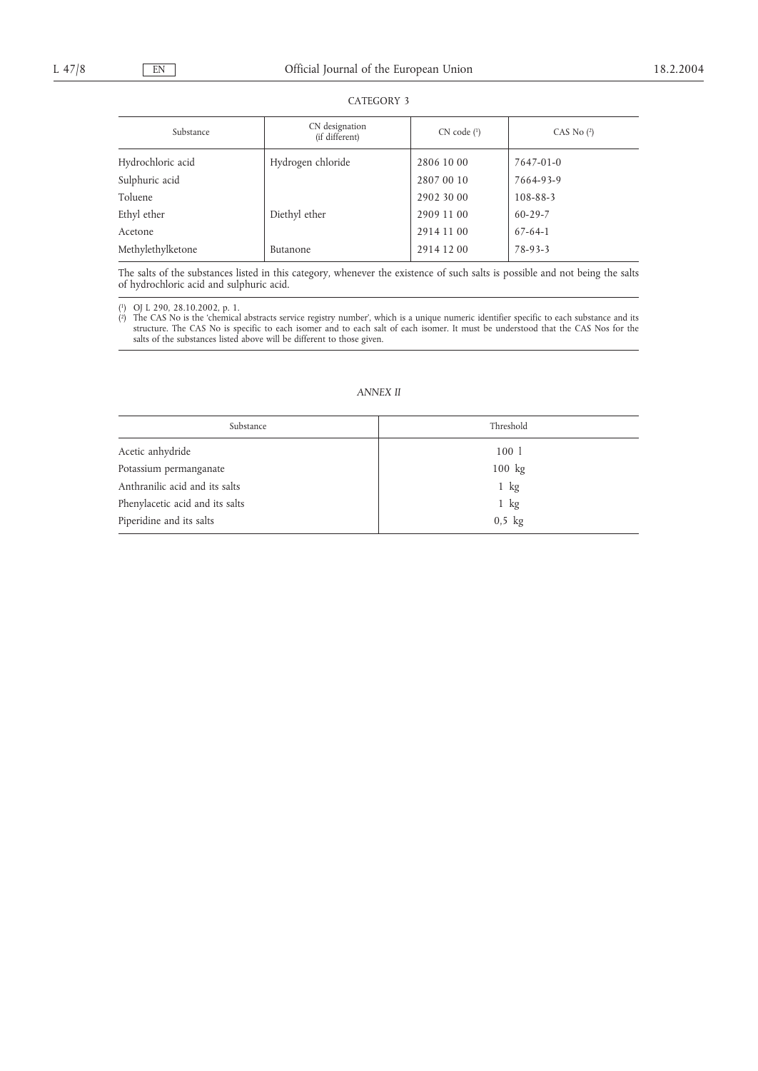CATEGORY 3

| Substance | CN designation (if different) | CN code [1] | CAS No [2] |
|---|---|---|---|
| Hydrochloric acid | Hydrogen chloride | 2806 10 00 | 7647-01-0 |
| Sulphuric acid | | 2807 00 10 | 7664-93-9 |
| Toluene | | 2902 30 00 | 108-88-3 |
| Ethyl ether | Diethyl ether | 2909 11 00 | 60-29-7 |
| Acetone | | 2914 11 00 | 67-64-1 |
| Methylethylketone | Butanone | 2914 12 00 | 78-93-3 |

The salts of the substances listed in this category, whenever the existence of such salts is possible and not being the salts of hydrochloric acid and sulphuric acid.

[1] OJ L 290, 28.10.2002, p. 1.
[2] The CAS No is the 'chemical abstracts service registry number', which is a unique numeric identifier specific to each substance and its structure. The CAS No is specific to each isomer and to each salt of each isomer. It must be understood that the CAS Nos for the salts of the substances listed above will be different to those given.

*ANNEX II*

| Substance | Threshold |
|---|---|
| Acetic anhydride | 100 l |
| Potassium permanganate | 100 kg |
| Anthranilic acid and its salts | 1 kg |
| Phenylacetic acid and its salts | 1 kg |
| Piperidine and its salts | 0,5 kg |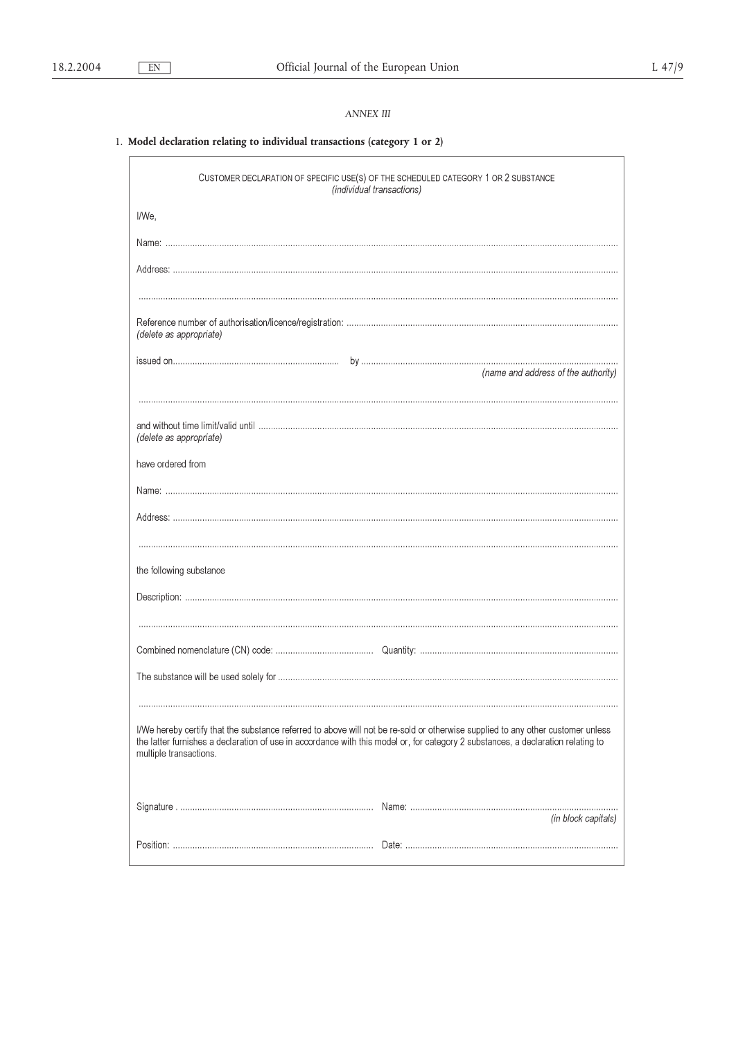*ANNEX III*

## 1. **Model declaration relating to individual transactions (category 1 or 2)**

CUSTOMER DECLARATION OF SPECIFIC USE(S) OF THE SCHEDULED CATEGORY 1 OR 2 SUBSTANCE
*(individual transactions)*

I/We,

Name: ..........................................................................................................................................................................................

Address: ......................................................................................................................................................................................

..................................................................................................................................................................................................

Reference number of authorisation/licence/registration: .............................................................................................................
*(delete as appropriate)*

issued on.................................................................... by .........................................................................................................
*(name and address of the authority)*

..................................................................................................................................................................................................

and without time limit/valid until .................................................................................................................................................
*(delete as appropriate)*

have ordered from

Name: ..........................................................................................................................................................................................

Address: ......................................................................................................................................................................................

..................................................................................................................................................................................................

the following substance

Description: .................................................................................................................................................................................

..................................................................................................................................................................................................

Combined nomenclature (CN) code: ....................................... Quantity: .................................................................................

The substance will be used solely for ...........................................................................................................................................

..................................................................................................................................................................................................

I/We hereby certify that the substance referred to above will not be re-sold or otherwise supplied to any other customer unless the latter furnishes a declaration of use in accordance with this model or, for category 2 substances, a declaration relating to multiple transactions.

Signature . ............................................................................... Name: .....................................................................................
*(in block capitals)*

Position: .................................................................................. Date: .......................................................................................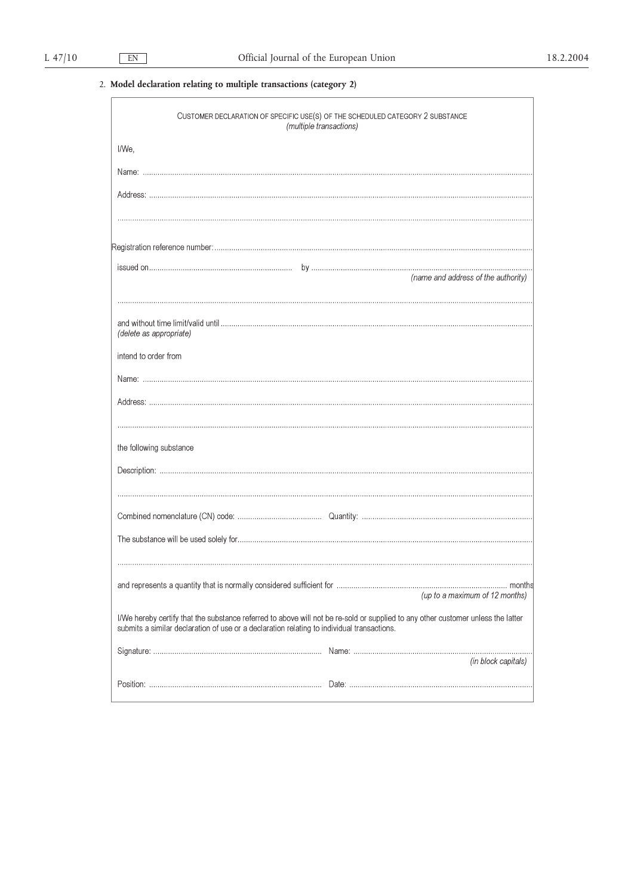2. **Model declaration relating to multiple transactions (category 2)**

CUSTOMER DECLARATION OF SPECIFIC USE(S) OF THE SCHEDULED CATEGORY 2 SUBSTANCE
*(multiple transactions)*

I/We,

Name: ..........................................................................................................................................................................

Address: ......................................................................................................................................................................

......................................................................................................................................................................................

Registration reference number: ...................................................................................................................................

issued on ................................................................ by .........................................................................................
*(name and address of the authority)*

......................................................................................................................................................................................

and without time limit/valid until .................................................................................................................................
*(delete as appropriate)*

intend to order from

Name: ..........................................................................................................................................................................

Address: ......................................................................................................................................................................

......................................................................................................................................................................................

the following substance

Description: .................................................................................................................................................................

......................................................................................................................................................................................

Combined nomenclature (CN) code: ...................................... Quantity: ..................................................................

The substance will be used solely for .........................................................................................................................

......................................................................................................................................................................................

and represents a quantity that is normally considered sufficient for ................................................................ months
*(up to a maximum of 12 months)*

I/We hereby certify that the substance referred to above will not be re-sold or supplied to any other customer unless the latter submits a similar declaration of use or a declaration relating to individual transactions.

Signature: ............................................................................. Name: .......................................................................
*(in block capitals)*

Position: ............................................................................... Date: ........................................................................